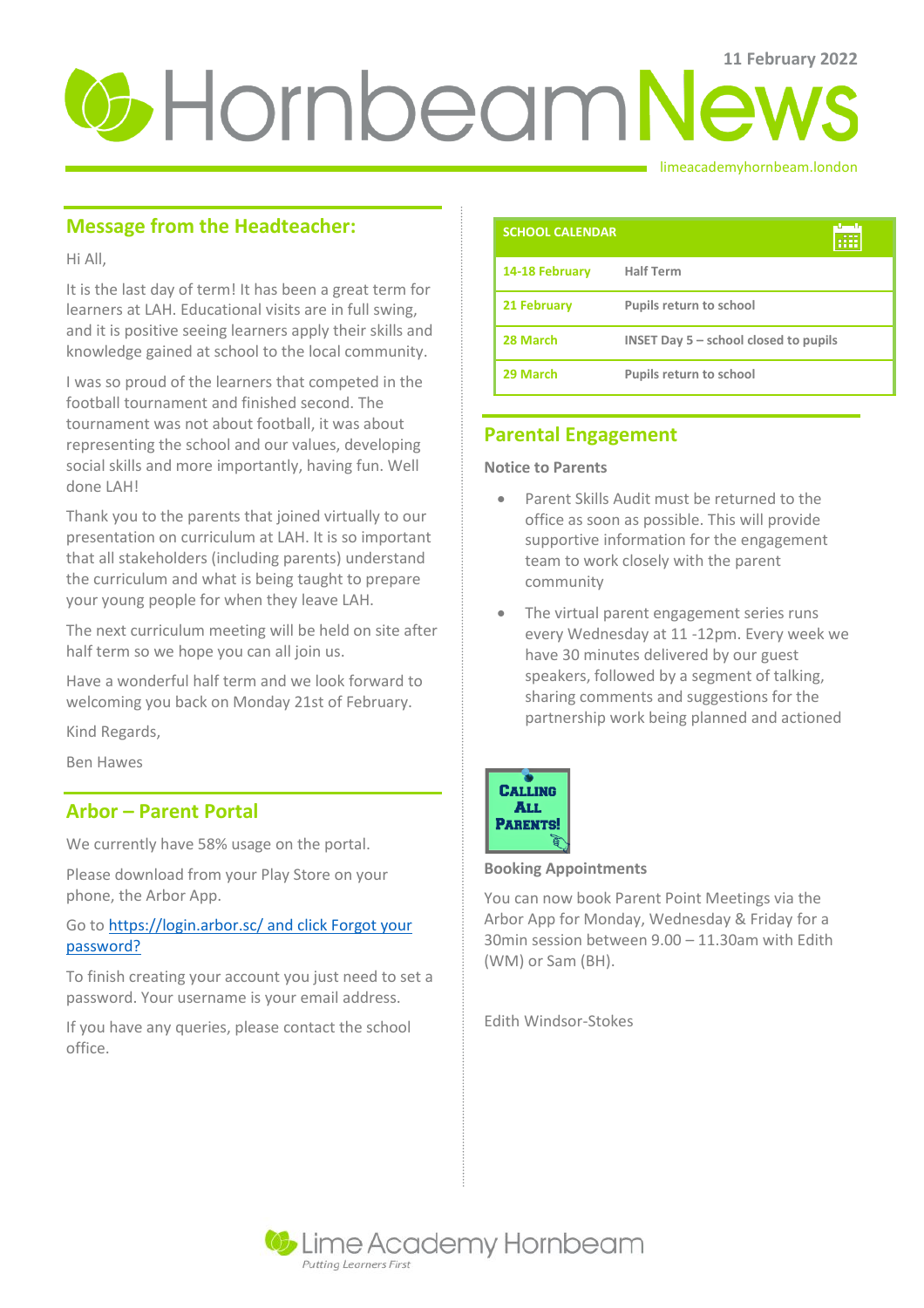11 February 2022

# Hornbeam News

limeacademyhornbeam.london

## Message from the Headteacher:

Hi All,

It is the last day of term! It has been a great term for learners at LAH. Educational visits are in full swing, and it is positive seeing learners apply their skills and knowledge gained at school to the local community.

I was so proud of the learners that competed in the football tournament and finished second. The tournament was not about football, it was about representing the school and our values, developing social skills and more importantly, having fun. Well done LAH!

Thank you to the parents that joined virtually to our presentation on curriculum at LAH. It is so important that all stakeholders (including parents) understand the curriculum and what is being taught to prepare your young people for when they leave LAH.

The next curriculum meeting will be held on site after half term so we hope you can all join us.

Have a wonderful half term and we look forward to welcoming you back on Monday 21st of February.

Kind Regards,

Ben Hawes

## Arbor – Parent Portal

We currently have 58% usage on the portal.

Please download from your Play Store on your phone, the Arbor App.

Go to https://login.arbor.sc/ and click Forgot your password?

To finish creating your account you just need to set a password. Your username is your email address.

If you have any queries, please contact the school office.

| SCHOOL CALENDAR | |
|---|---|
| 14-18 February | Half Term |
| 21 February | Pupils return to school |
| 28 March | INSET Day 5 – school closed to pupils |
| 29 March | Pupils return to school |

## Parental Engagement

**Notice to Parents**

- Parent Skills Audit must be returned to the office as soon as possible. This will provide supportive information for the engagement team to work closely with the parent community
- The virtual parent engagement series runs every Wednesday at 11 -12pm. Every week we have 30 minutes delivered by our guest speakers, followed by a segment of talking, sharing comments and suggestions for the partnership work being planned and actioned

CALLING ALL PARENTS!

**Booking Appointments**

You can now book Parent Point Meetings via the Arbor App for Monday, Wednesday & Friday for a 30min session between 9.00 – 11.30am with Edith (WM) or Sam (BH).

Edith Windsor-Stokes

Lime Academy Hornbeam

*Putting Learners First*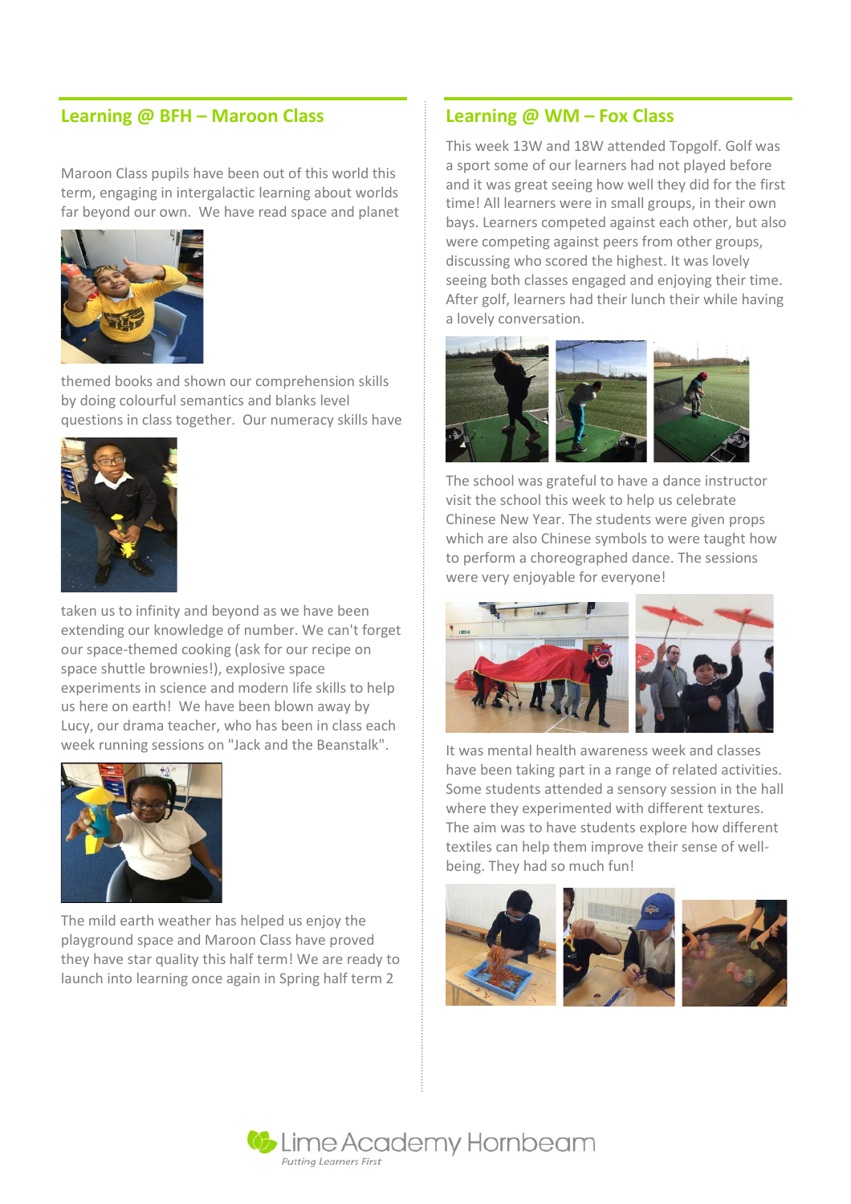## Learning @ BFH – Maroon Class

Maroon Class pupils have been out of this world this term, engaging in intergalactic learning about worlds far beyond our own. We have read space and planet themed books and shown our comprehension skills by doing colourful semantics and blanks level questions in class together. Our numeracy skills have taken us to infinity and beyond as we have been extending our knowledge of number. We can't forget our space-themed cooking (ask for our recipe on space shuttle brownies!), explosive space experiments in science and modern life skills to help us here on earth! We have been blown away by Lucy, our drama teacher, who has been in class each week running sessions on "Jack and the Beanstalk".

The mild earth weather has helped us enjoy the playground space and Maroon Class have proved they have star quality this half term! We are ready to launch into learning once again in Spring half term 2

## Learning @ WM – Fox Class

This week 13W and 18W attended Topgolf. Golf was a sport some of our learners had not played before and it was great seeing how well they did for the first time! All learners were in small groups, in their own bays. Learners competed against each other, but also were competing against peers from other groups, discussing who scored the highest. It was lovely seeing both classes engaged and enjoying their time. After golf, learners had their lunch their while having a lovely conversation.

The school was grateful to have a dance instructor visit the school this week to help us celebrate Chinese New Year. The students were given props which are also Chinese symbols to were taught how to perform a choreographed dance. The sessions were very enjoyable for everyone!

It was mental health awareness week and classes have been taking part in a range of related activities. Some students attended a sensory session in the hall where they experimented with different textures. The aim was to have students explore how different textiles can help them improve their sense of well-being. They had so much fun!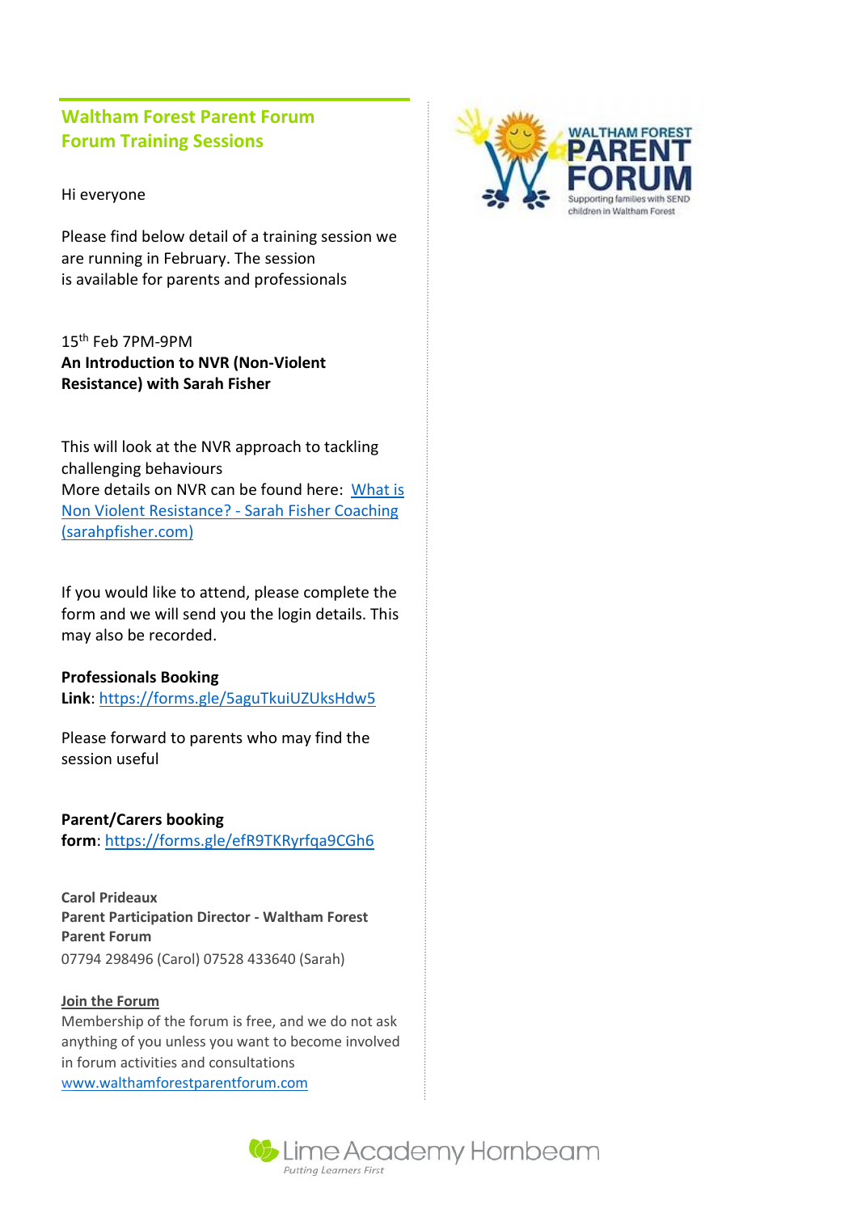## Waltham Forest Parent Forum
## Forum Training Sessions

WALTHAM FOREST PARENT FORUM
Supporting families with SEND children in Waltham Forest

Hi everyone

Please find below detail of a training session we are running in February. The session is available for parents and professionals

15th Feb 7PM-9PM
**An Introduction to NVR (Non-Violent Resistance) with Sarah Fisher**

This will look at the NVR approach to tackling challenging behaviours
More details on NVR can be found here: What is Non Violent Resistance? - Sarah Fisher Coaching (sarahpfisher.com)

If you would like to attend, please complete the form and we will send you the login details. This may also be recorded.

**Professionals Booking Link**: https://forms.gle/5aguTkuiUZUksHdw5

Please forward to parents who may find the session useful

**Parent/Carers booking form**: https://forms.gle/efR9TKRyrfqa9CGh6

**Carol Prideaux**
**Parent Participation Director - Waltham Forest Parent Forum**
07794 298496 (Carol) 07528 433640 (Sarah)

**Join the Forum**
Membership of the forum is free, and we do not ask anything of you unless you want to become involved in forum activities and consultations
www.walthamforestparentforum.com

Lime Academy Hornbeam
*Putting Learners First*